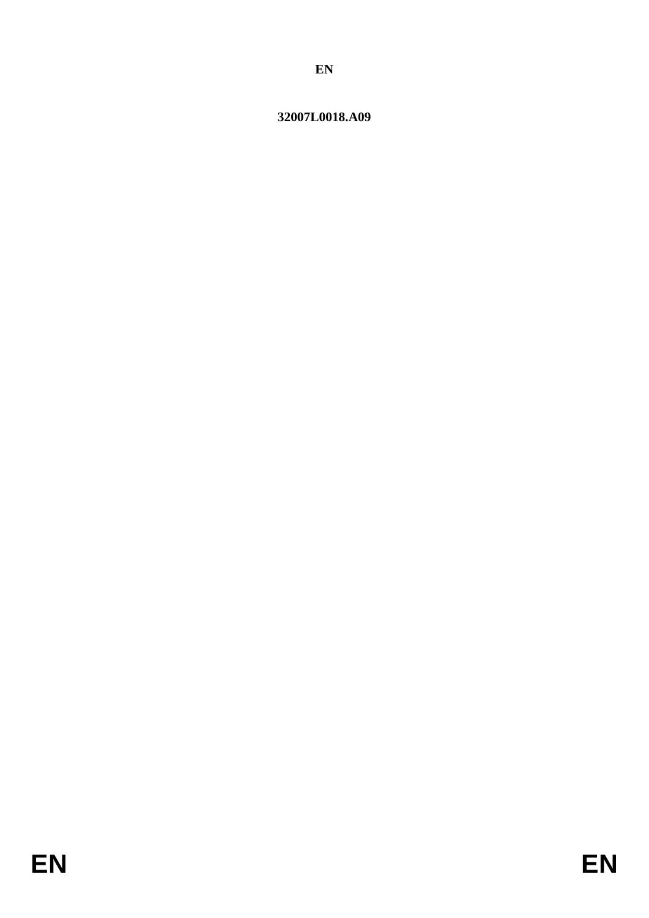**EN**

**32007L0018.A09**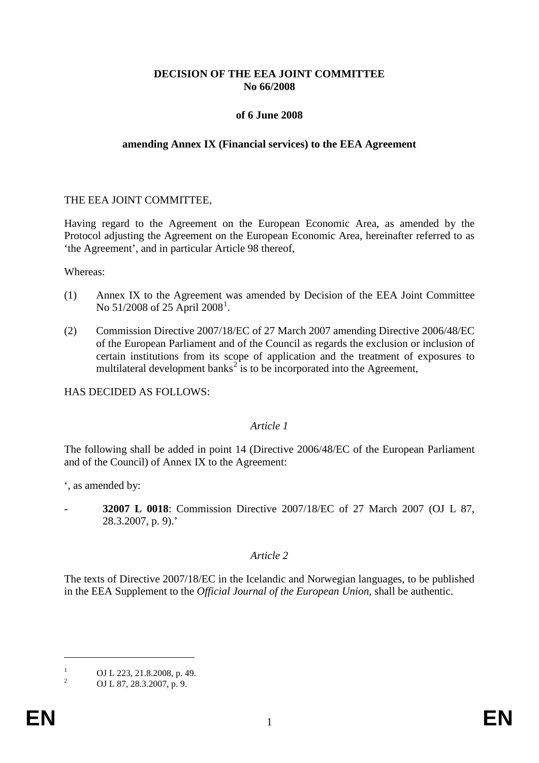**DECISION OF THE EEA JOINT COMMITTEE**
**No 66/2008**

**of 6 June 2008**

**amending Annex IX (Financial services) to the EEA Agreement**

THE EEA JOINT COMMITTEE,

Having regard to the Agreement on the European Economic Area, as amended by the Protocol adjusting the Agreement on the European Economic Area, hereinafter referred to as 'the Agreement', and in particular Article 98 thereof,

Whereas:

(1) Annex IX to the Agreement was amended by Decision of the EEA Joint Committee No 51/2008 of 25 April 2008[1].

(2) Commission Directive 2007/18/EC of 27 March 2007 amending Directive 2006/48/EC of the European Parliament and of the Council as regards the exclusion or inclusion of certain institutions from its scope of application and the treatment of exposures to multilateral development banks[2] is to be incorporated into the Agreement,

HAS DECIDED AS FOLLOWS:

*Article 1*

The following shall be added in point 14 (Directive 2006/48/EC of the European Parliament and of the Council) of Annex IX to the Agreement:

', as amended by:

- **32007 L 0018**: Commission Directive 2007/18/EC of 27 March 2007 (OJ L 87, 28.3.2007, p. 9).'

*Article 2*

The texts of Directive 2007/18/EC in the Icelandic and Norwegian languages, to be published in the EEA Supplement to the *Official Journal of the European Union*, shall be authentic.

---

[1] OJ L 223, 21.8.2008, p. 49.

[2] OJ L 87, 28.3.2007, p. 9.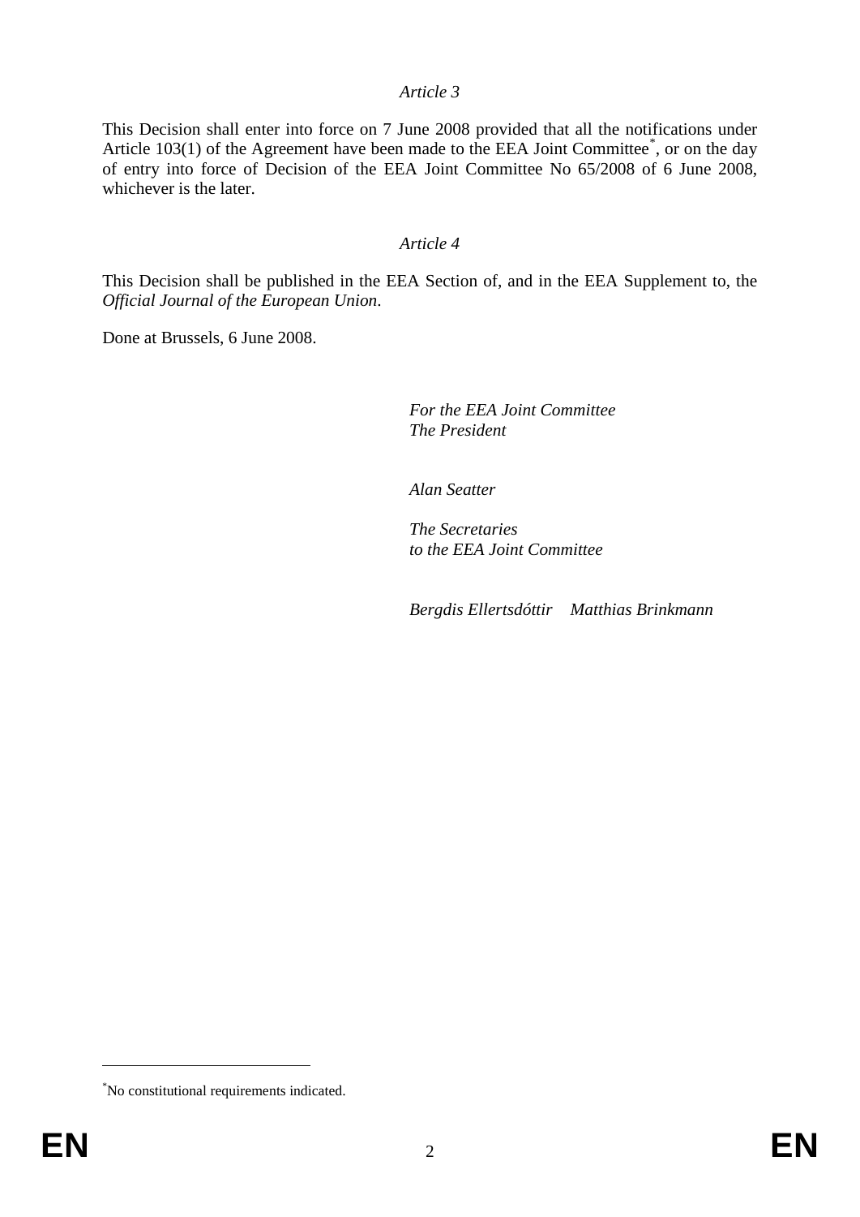*Article 3*

This Decision shall enter into force on 7 June 2008 provided that all the notifications under Article 103(1) of the Agreement have been made to the EEA Joint Committee[*], or on the day of entry into force of Decision of the EEA Joint Committee No 65/2008 of 6 June 2008, whichever is the later.

*Article 4*

This Decision shall be published in the EEA Section of, and in the EEA Supplement to, the *Official Journal of the European Union*.

Done at Brussels, 6 June 2008.

*For the EEA Joint Committee*
*The President*

*Alan Seatter*

*The Secretaries*
*to the EEA Joint Committee*

*Bergdis Ellertsdóttir*     *Matthias Brinkmann*

[*] No constitutional requirements indicated.